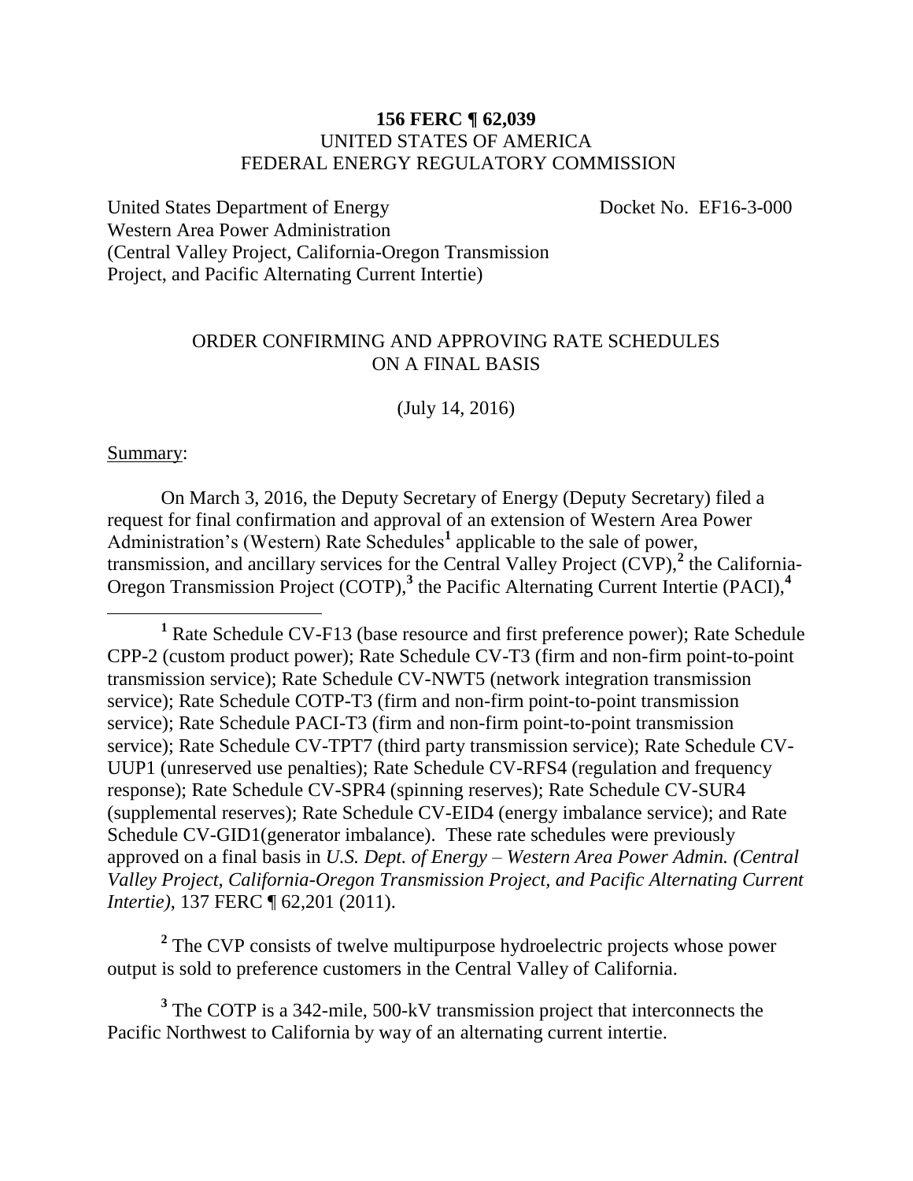**156 FERC ¶ 62,039**
UNITED STATES OF AMERICA
FEDERAL ENERGY REGULATORY COMMISSION

United States Department of Energy
Western Area Power Administration
(Central Valley Project, California-Oregon Transmission Project, and Pacific Alternating Current Intertie)

Docket No. EF16-3-000

ORDER CONFIRMING AND APPROVING RATE SCHEDULES ON A FINAL BASIS

(July 14, 2016)

Summary:

On March 3, 2016, the Deputy Secretary of Energy (Deputy Secretary) filed a request for final confirmation and approval of an extension of Western Area Power Administration's (Western) Rate Schedules[1] applicable to the sale of power, transmission, and ancillary services for the Central Valley Project (CVP),[2] the California-Oregon Transmission Project (COTP),[3] the Pacific Alternating Current Intertie (PACI),[4]

---

[1] Rate Schedule CV-F13 (base resource and first preference power); Rate Schedule CPP-2 (custom product power); Rate Schedule CV-T3 (firm and non-firm point-to-point transmission service); Rate Schedule CV-NWT5 (network integration transmission service); Rate Schedule COTP-T3 (firm and non-firm point-to-point transmission service); Rate Schedule PACI-T3 (firm and non-firm point-to-point transmission service); Rate Schedule CV-TPT7 (third party transmission service); Rate Schedule CV-UUP1 (unreserved use penalties); Rate Schedule CV-RFS4 (regulation and frequency response); Rate Schedule CV-SPR4 (spinning reserves); Rate Schedule CV-SUR4 (supplemental reserves); Rate Schedule CV-EID4 (energy imbalance service); and Rate Schedule CV-GID1(generator imbalance). These rate schedules were previously approved on a final basis in *U.S. Dept. of Energy – Western Area Power Admin. (Central Valley Project, California-Oregon Transmission Project, and Pacific Alternating Current Intertie)*, 137 FERC ¶ 62,201 (2011).

[2] The CVP consists of twelve multipurpose hydroelectric projects whose power output is sold to preference customers in the Central Valley of California.

[3] The COTP is a 342-mile, 500-kV transmission project that interconnects the Pacific Northwest to California by way of an alternating current intertie.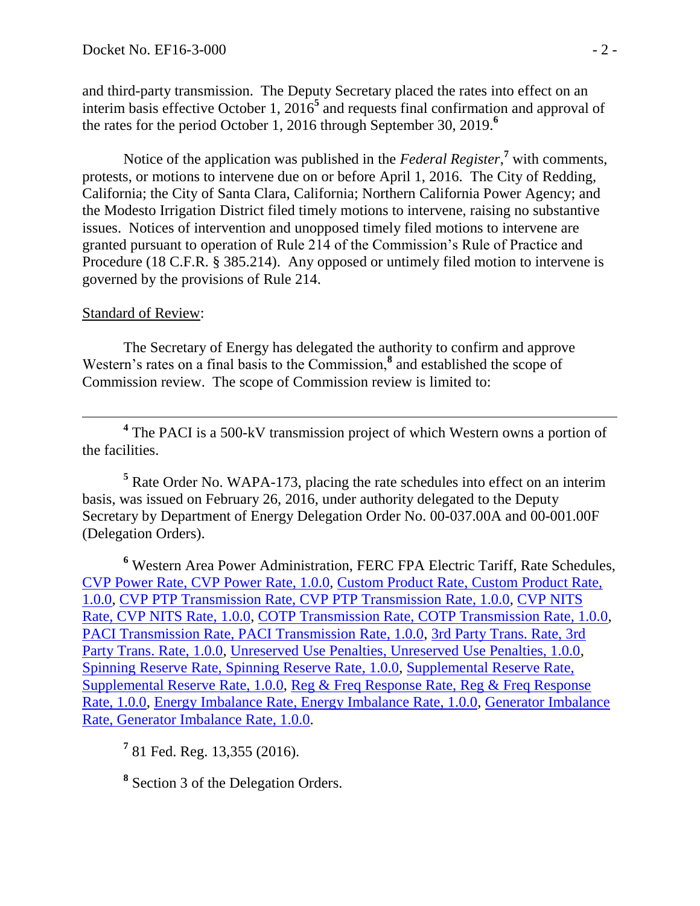and third-party transmission. The Deputy Secretary placed the rates into effect on an interim basis effective October 1, 2016[5] and requests final confirmation and approval of the rates for the period October 1, 2016 through September 30, 2019.[6]

Notice of the application was published in the *Federal Register*,[7] with comments, protests, or motions to intervene due on or before April 1, 2016. The City of Redding, California; the City of Santa Clara, California; Northern California Power Agency; and the Modesto Irrigation District filed timely motions to intervene, raising no substantive issues. Notices of intervention and unopposed timely filed motions to intervene are granted pursuant to operation of Rule 214 of the Commission's Rule of Practice and Procedure (18 C.F.R. § 385.214). Any opposed or untimely filed motion to intervene is governed by the provisions of Rule 214.

Standard of Review:

The Secretary of Energy has delegated the authority to confirm and approve Western's rates on a final basis to the Commission,[8] and established the scope of Commission review. The scope of Commission review is limited to:

---

[4] The PACI is a 500-kV transmission project of which Western owns a portion of the facilities.

[5] Rate Order No. WAPA-173, placing the rate schedules into effect on an interim basis, was issued on February 26, 2016, under authority delegated to the Deputy Secretary by Department of Energy Delegation Order No. 00-037.00A and 00-001.00F (Delegation Orders).

[6] Western Area Power Administration, FERC FPA Electric Tariff, Rate Schedules, CVP Power Rate, CVP Power Rate, 1.0.0, Custom Product Rate, Custom Product Rate, 1.0.0, CVP PTP Transmission Rate, CVP PTP Transmission Rate, 1.0.0, CVP NITS Rate, CVP NITS Rate, 1.0.0, COTP Transmission Rate, COTP Transmission Rate, 1.0.0, PACI Transmission Rate, PACI Transmission Rate, 1.0.0, 3rd Party Trans. Rate, 3rd Party Trans. Rate, 1.0.0, Unreserved Use Penalties, Unreserved Use Penalties, 1.0.0, Spinning Reserve Rate, Spinning Reserve Rate, 1.0.0, Supplemental Reserve Rate, Supplemental Reserve Rate, 1.0.0, Reg & Freq Response Rate, Reg & Freq Response Rate, 1.0.0, Energy Imbalance Rate, Energy Imbalance Rate, 1.0.0, Generator Imbalance Rate, Generator Imbalance Rate, 1.0.0.

[7] 81 Fed. Reg. 13,355 (2016).

[8] Section 3 of the Delegation Orders.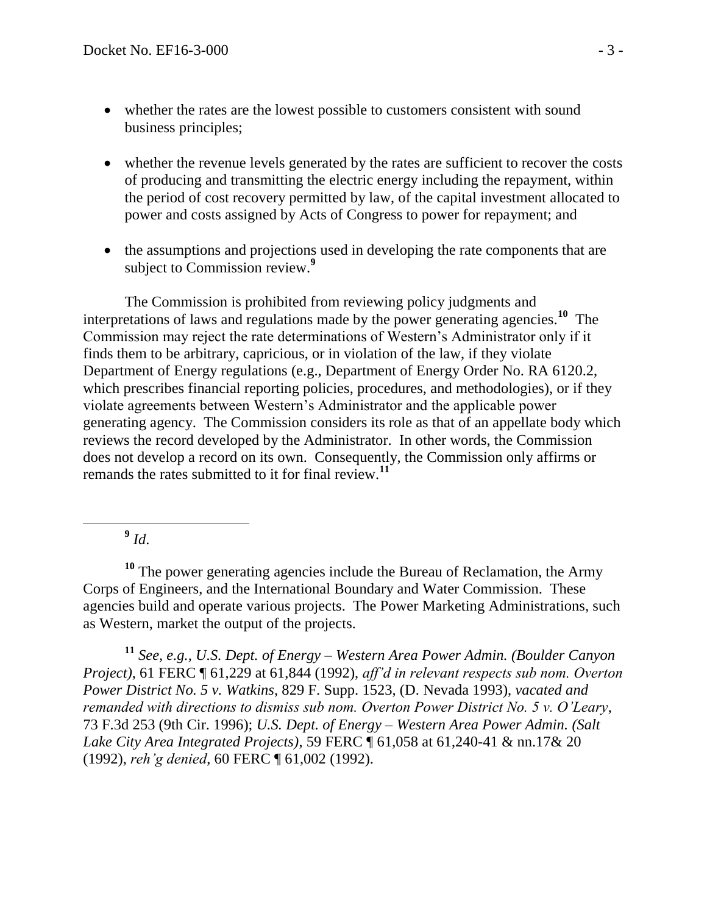- whether the rates are the lowest possible to customers consistent with sound business principles;

- whether the revenue levels generated by the rates are sufficient to recover the costs of producing and transmitting the electric energy including the repayment, within the period of cost recovery permitted by law, of the capital investment allocated to power and costs assigned by Acts of Congress to power for repayment; and

- the assumptions and projections used in developing the rate components that are subject to Commission review.[9]

The Commission is prohibited from reviewing policy judgments and interpretations of laws and regulations made by the power generating agencies.[10] The Commission may reject the rate determinations of Western's Administrator only if it finds them to be arbitrary, capricious, or in violation of the law, if they violate Department of Energy regulations (e.g., Department of Energy Order No. RA 6120.2, which prescribes financial reporting policies, procedures, and methodologies), or if they violate agreements between Western's Administrator and the applicable power generating agency. The Commission considers its role as that of an appellate body which reviews the record developed by the Administrator. In other words, the Commission does not develop a record on its own. Consequently, the Commission only affirms or remands the rates submitted to it for final review.[11]

---

[9] *Id.*

[10] The power generating agencies include the Bureau of Reclamation, the Army Corps of Engineers, and the International Boundary and Water Commission. These agencies build and operate various projects. The Power Marketing Administrations, such as Western, market the output of the projects.

[11] *See, e.g., U.S. Dept. of Energy – Western Area Power Admin. (Boulder Canyon Project)*, 61 FERC ¶ 61,229 at 61,844 (1992), *aff'd in relevant respects sub nom. Overton Power District No. 5 v. Watkins*, 829 F. Supp. 1523, (D. Nevada 1993), *vacated and remanded with directions to dismiss sub nom. Overton Power District No. 5 v. O'Leary*, 73 F.3d 253 (9th Cir. 1996); *U.S. Dept. of Energy – Western Area Power Admin. (Salt Lake City Area Integrated Projects)*, 59 FERC ¶ 61,058 at 61,240-41 & nn.17& 20 (1992), *reh'g denied*, 60 FERC ¶ 61,002 (1992).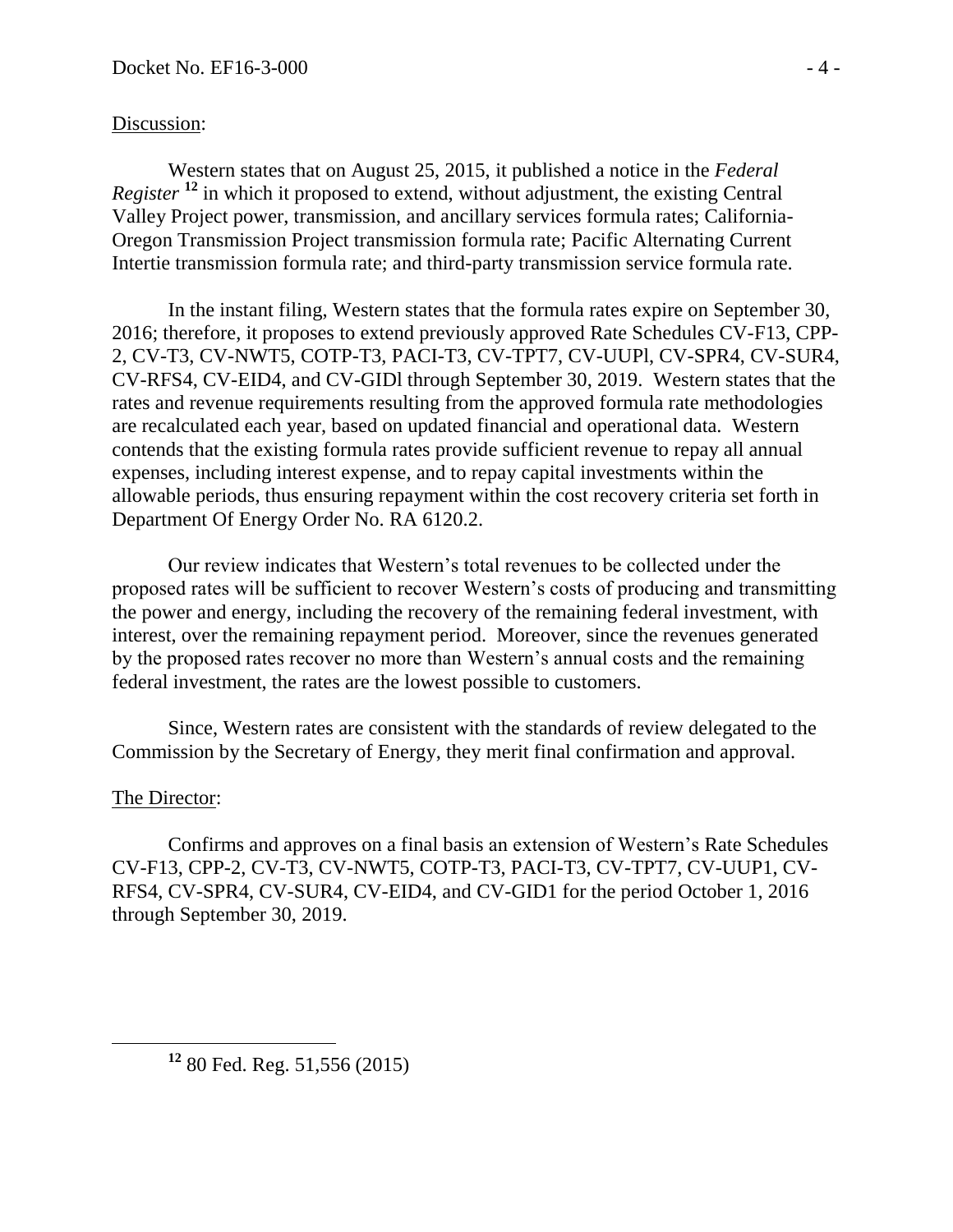Discussion:

Western states that on August 25, 2015, it published a notice in the *Federal Register* [12] in which it proposed to extend, without adjustment, the existing Central Valley Project power, transmission, and ancillary services formula rates; California-Oregon Transmission Project transmission formula rate; Pacific Alternating Current Intertie transmission formula rate; and third-party transmission service formula rate.

In the instant filing, Western states that the formula rates expire on September 30, 2016; therefore, it proposes to extend previously approved Rate Schedules CV-F13, CPP-2, CV-T3, CV-NWT5, COTP-T3, PACI-T3, CV-TPT7, CV-UUPl, CV-SPR4, CV-SUR4, CV-RFS4, CV-EID4, and CV-GIDl through September 30, 2019. Western states that the rates and revenue requirements resulting from the approved formula rate methodologies are recalculated each year, based on updated financial and operational data. Western contends that the existing formula rates provide sufficient revenue to repay all annual expenses, including interest expense, and to repay capital investments within the allowable periods, thus ensuring repayment within the cost recovery criteria set forth in Department Of Energy Order No. RA 6120.2.

Our review indicates that Western's total revenues to be collected under the proposed rates will be sufficient to recover Western's costs of producing and transmitting the power and energy, including the recovery of the remaining federal investment, with interest, over the remaining repayment period. Moreover, since the revenues generated by the proposed rates recover no more than Western's annual costs and the remaining federal investment, the rates are the lowest possible to customers.

Since, Western rates are consistent with the standards of review delegated to the Commission by the Secretary of Energy, they merit final confirmation and approval.

The Director:

Confirms and approves on a final basis an extension of Western's Rate Schedules CV-F13, CPP-2, CV-T3, CV-NWT5, COTP-T3, PACI-T3, CV-TPT7, CV-UUP1, CV-RFS4, CV-SPR4, CV-SUR4, CV-EID4, and CV-GID1 for the period October 1, 2016 through September 30, 2019.

[12] 80 Fed. Reg. 51,556 (2015)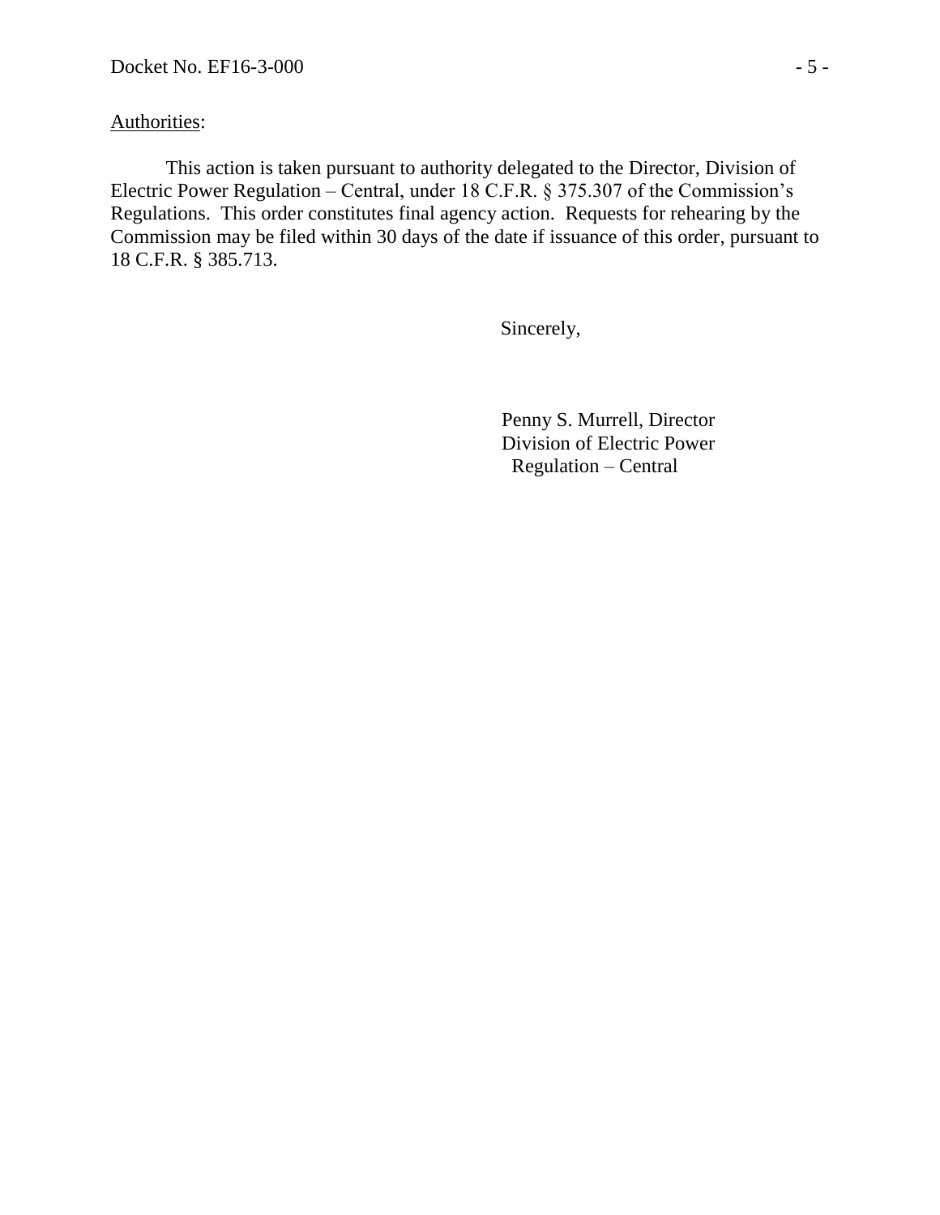Authorities:

This action is taken pursuant to authority delegated to the Director, Division of Electric Power Regulation – Central, under 18 C.F.R. § 375.307 of the Commission's Regulations. This order constitutes final agency action. Requests for rehearing by the Commission may be filed within 30 days of the date if issuance of this order, pursuant to 18 C.F.R. § 385.713.

Sincerely,

Penny S. Murrell, Director
Division of Electric Power
Regulation – Central